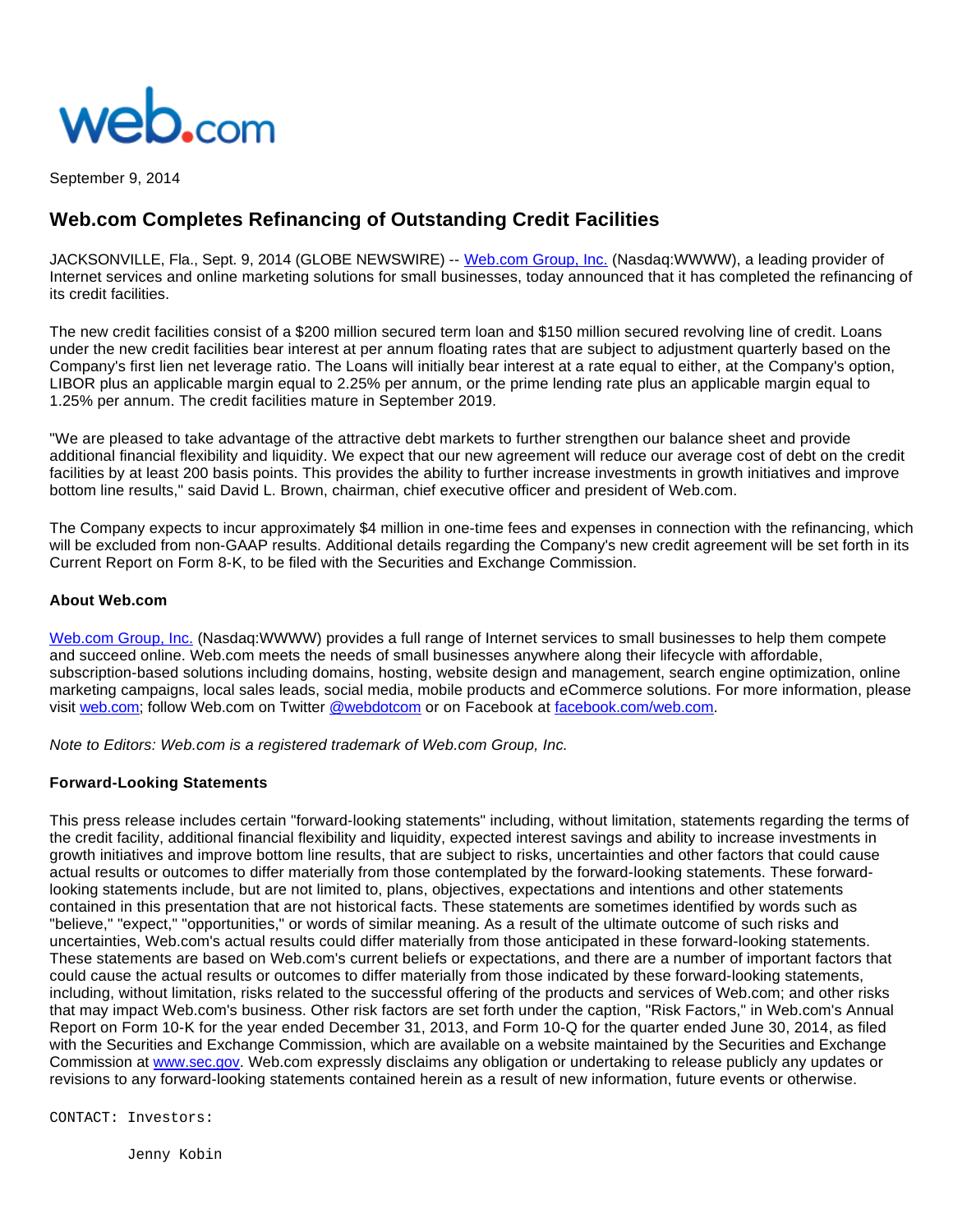web.com

September 9, 2014

# Web.com Completes Refinancing of Outstanding Credit Facilities

JACKSONVILLE, Fla., Sept. 9, 2014 (GLOBE NEWSWIRE) -- [Web.com Group, Inc.](#) (Nasdaq:WWWW), a leading provider of Internet services and online marketing solutions for small businesses, today announced that it has completed the refinancing of its credit facilities.

The new credit facilities consist of a $200 million secured term loan and $150 million secured revolving line of credit. Loans under the new credit facilities bear interest at per annum floating rates that are subject to adjustment quarterly based on the Company's first lien net leverage ratio. The Loans will initially bear interest at a rate equal to either, at the Company's option, LIBOR plus an applicable margin equal to 2.25% per annum, or the prime lending rate plus an applicable margin equal to 1.25% per annum. The credit facilities mature in September 2019.

"We are pleased to take advantage of the attractive debt markets to further strengthen our balance sheet and provide additional financial flexibility and liquidity. We expect that our new agreement will reduce our average cost of debt on the credit facilities by at least 200 basis points. This provides the ability to further increase investments in growth initiatives and improve bottom line results," said David L. Brown, chairman, chief executive officer and president of Web.com.

The Company expects to incur approximately $4 million in one-time fees and expenses in connection with the refinancing, which will be excluded from non-GAAP results. Additional details regarding the Company's new credit agreement will be set forth in its Current Report on Form 8-K, to be filed with the Securities and Exchange Commission.

### About Web.com

[Web.com Group, Inc.](#) (Nasdaq:WWWW) provides a full range of Internet services to small businesses to help them compete and succeed online. Web.com meets the needs of small businesses anywhere along their lifecycle with affordable, subscription-based solutions including domains, hosting, website design and management, search engine optimization, online marketing campaigns, local sales leads, social media, mobile products and eCommerce solutions. For more information, please visit [web.com](#); follow Web.com on Twitter [@webdotcom](#) or on Facebook at [facebook.com/web.com](#).

*Note to Editors: Web.com is a registered trademark of Web.com Group, Inc.*

### Forward-Looking Statements

This press release includes certain "forward-looking statements" including, without limitation, statements regarding the terms of the credit facility, additional financial flexibility and liquidity, expected interest savings and ability to increase investments in growth initiatives and improve bottom line results, that are subject to risks, uncertainties and other factors that could cause actual results or outcomes to differ materially from those contemplated by the forward-looking statements. These forward-looking statements include, but are not limited to, plans, objectives, expectations and intentions and other statements contained in this presentation that are not historical facts. These statements are sometimes identified by words such as "believe," "expect," "opportunities," or words of similar meaning. As a result of the ultimate outcome of such risks and uncertainties, Web.com's actual results could differ materially from those anticipated in these forward-looking statements. These statements are based on Web.com's current beliefs or expectations, and there are a number of important factors that could cause the actual results or outcomes to differ materially from those indicated by these forward-looking statements, including, without limitation, risks related to the successful offering of the products and services of Web.com; and other risks that may impact Web.com's business. Other risk factors are set forth under the caption, "Risk Factors," in Web.com's Annual Report on Form 10-K for the year ended December 31, 2013, and Form 10-Q for the quarter ended June 30, 2014, as filed with the Securities and Exchange Commission, which are available on a website maintained by the Securities and Exchange Commission at [www.sec.gov](#). Web.com expressly disclaims any obligation or undertaking to release publicly any updates or revisions to any forward-looking statements contained herein as a result of new information, future events or otherwise.

```
CONTACT: Investors:

         Jenny Kobin
```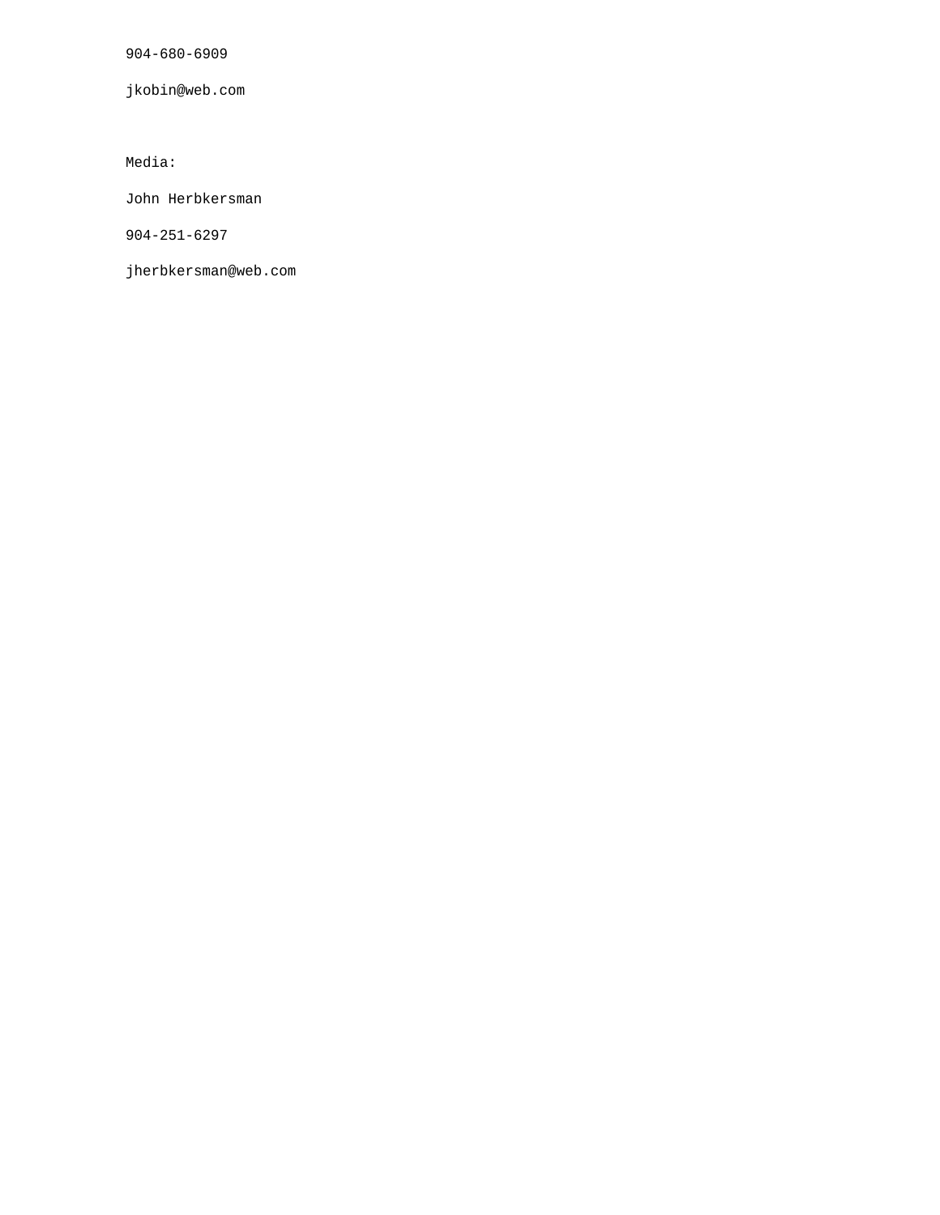904-680-6909

jkobin@web.com

Media:

John Herbkersman

904-251-6297

jherbkersman@web.com